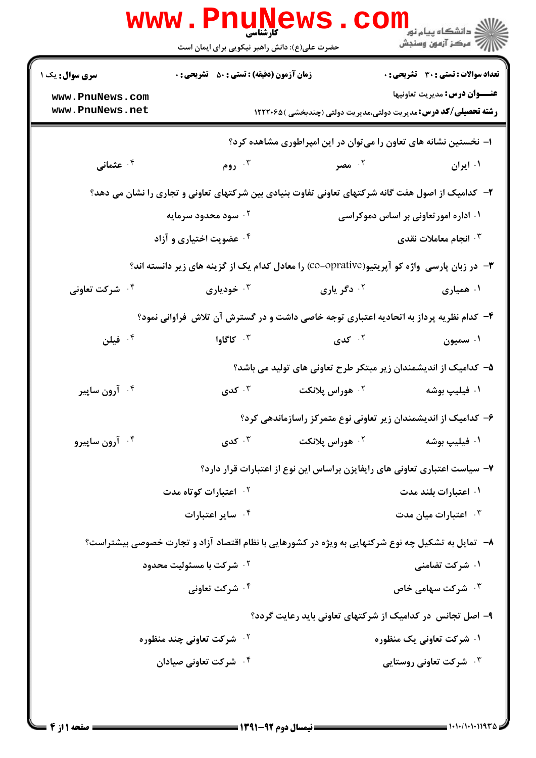**کارشناسی**

حضرت علی(ع): دانش راهبر نیکویی برای ایمان است

دانشگاه پیام نور
مرکز آزمون وسنجش

| سری سوال: یک ۱ | زمان آزمون (دقیقه) : تستی : ۵۰ تشریحی : ۰ | تعداد سوالات : تستی : ۳۰ تشریحی : ۰ |
|---|---|---|

**عنـــوان درس:** مدیریت تعاونیها

**رشته تحصیلی/کد درس:** مدیریت دولتی،مدیریت دولتی (چندبخشی )۱۲۲۲۰۶۵

۱- نخستین نشانه های تعاون را می‌توان در این امپراطوری مشاهده کرد؟

۱. ایران ۲. مصر ۳. روم ۴. عثمانی

۲- کدامیک از اصول هفت گانه شرکتهای تعاونی تفاوت بنیادی بین شرکتهای تعاونی و تجاری را نشان می دهد؟

۱. اداره امورتعاونی بر اساس دموکراسی
۲. سود محدود سرمایه
۳. انجام معاملات نقدی
۴. عضویت اختیاری و آزاد

۳- در زبان پارسی واژه کو آپریتیو(co-oprative) را معادل کدام یک از گزینه های زیر دانسته اند؟

۱. همیاری ۲. دگر یاری ۳. خودیاری ۴. شرکت تعاونی

۴- کدام نظریه پرداز به اتحادیه اعتباری توجه خاصی داشت و در گسترش آن تلاش فراوانی نمود؟

۱. سمیون ۲. کدی ۳. کاگاوا ۴. فیلن

۵- کدامیک از اندیشمندان زیر مبتکر طرح تعاونی های تولید می باشد؟

۱. فیلیپ بوشه ۲. هوراس پلانکت ۳. کدی ۴. آرون ساپیر

۶- کدامیک از اندیشمندان زیر تعاونی نوع متمرکز راسازماندهی کرد؟

۱. فیلیپ بوشه ۲. هوراس پلانکت ۳. کدی ۴. آرون ساپیرو

۷- سیاست اعتباری تعاونی های رایفایزن براساس این نوع از اعتبارات قرار دارد؟

۱. اعتبارات بلند مدت
۲. اعتبارات کوتاه مدت
۳. اعتبارات میان مدت
۴. سایر اعتبارات

۸- تمایل به تشکیل چه نوع شرکتهایی به ویژه در کشورهایی با نظام اقتصاد آزاد و تجارت خصوصی بیشتراست؟

۱. شرکت تضامنی
۲. شرکت با مسئولیت محدود
۳. شرکت سهامی خاص
۴. شرکت تعاونی

۹- اصل تجانس در کدامیک از شرکتهای تعاونی باید رعایت گردد؟

۱. شرکت تعاونی یک منظوره
۲. شرکت تعاونی چند منظوره
۳. شرکت تعاونی روستایی
۴. شرکت تعاونی صیادان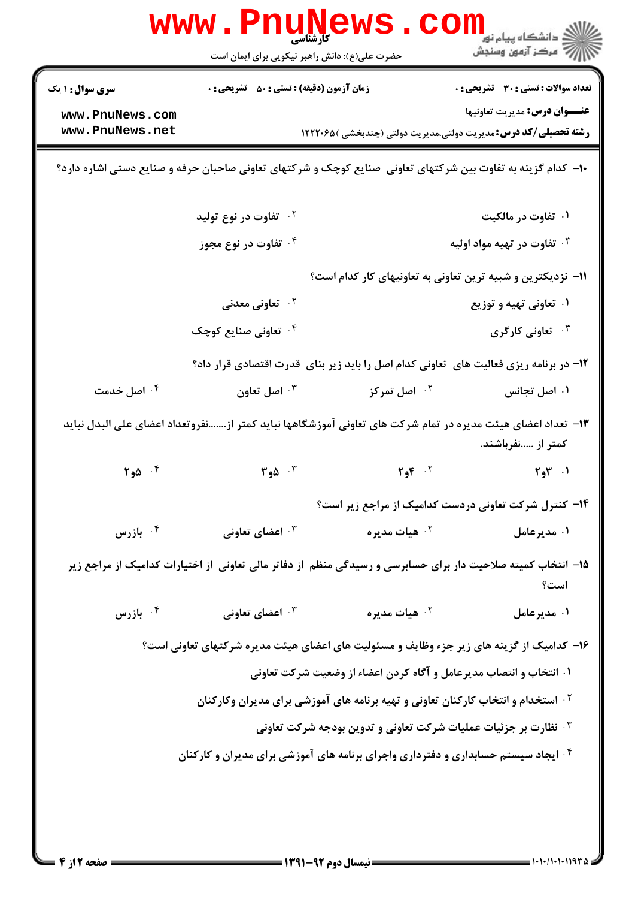۱۰- کدام گزینه به تفاوت بین شرکتهای تعاونی صنایع کوچک و شرکتهای تعاونی صاحبان حرفه و صنایع دستی اشاره دارد؟

۱. تفاوت در مالکیت
۲. تفاوت در نوع تولید
۳. تفاوت در تهیه مواد اولیه
۴. تفاوت در نوع مجوز

۱۱- نزدیکترین و شبیه ترین تعاونی به تعاونیهای کار کدام است؟

۱. تعاونی تهیه و توزیع
۲. تعاونی معدنی
۳. تعاونی کارگری
۴. تعاونی صنایع کوچک

۱۲- در برنامه ریزی فعالیت های تعاونی کدام اصل را باید زیر بنای قدرت اقتصادی قرار داد؟

۱. اصل تجانس
۲. اصل تمرکز
۳. اصل تعاون
۴. اصل خدمت

۱۳- تعداد اعضای هیئت مدیره در تمام شرکت های تعاونی آموزشگاهها نباید کمتر از.......نفروتعداد اعضای علی البدل نباید کمتر از .....نفرباشند.

۱. ۳و۲
۲. ۴و۲
۳. ۵و۳
۴. ۵و۲

۱۴- کنترل شرکت تعاونی دردست کدامیک از مراجع زیر است؟

۱. مدیرعامل
۲. هیات مدیره
۳. اعضای تعاونی
۴. بازرس

۱۵- انتخاب کمیته صلاحیت دار برای حسابرسی و رسیدگی منظم از دفاتر مالی تعاونی از اختیارات کدامیک از مراجع زیر است؟

۱. مدیرعامل
۲. هیات مدیره
۳. اعضای تعاونی
۴. بازرس

۱۶- کدامیک از گزینه های زیر جزء وظایف و مسئولیت های اعضای هیئت مدیره شرکتهای تعاونی است؟

۱. انتخاب و انتصاب مدیرعامل و آگاه کردن اعضاء از وضعیت شرکت تعاونی
۲. استخدام و انتخاب کارکنان تعاونی و تهیه برنامه های آموزشی برای مدیران وکارکنان
۳. نظارت بر جزئیات عملیات شرکت تعاونی و تدوین بودجه شرکت تعاونی
۴. ایجاد سیستم حسابداری و دفترداری واجرای برنامه های آموزشی برای مدیران و کارکنان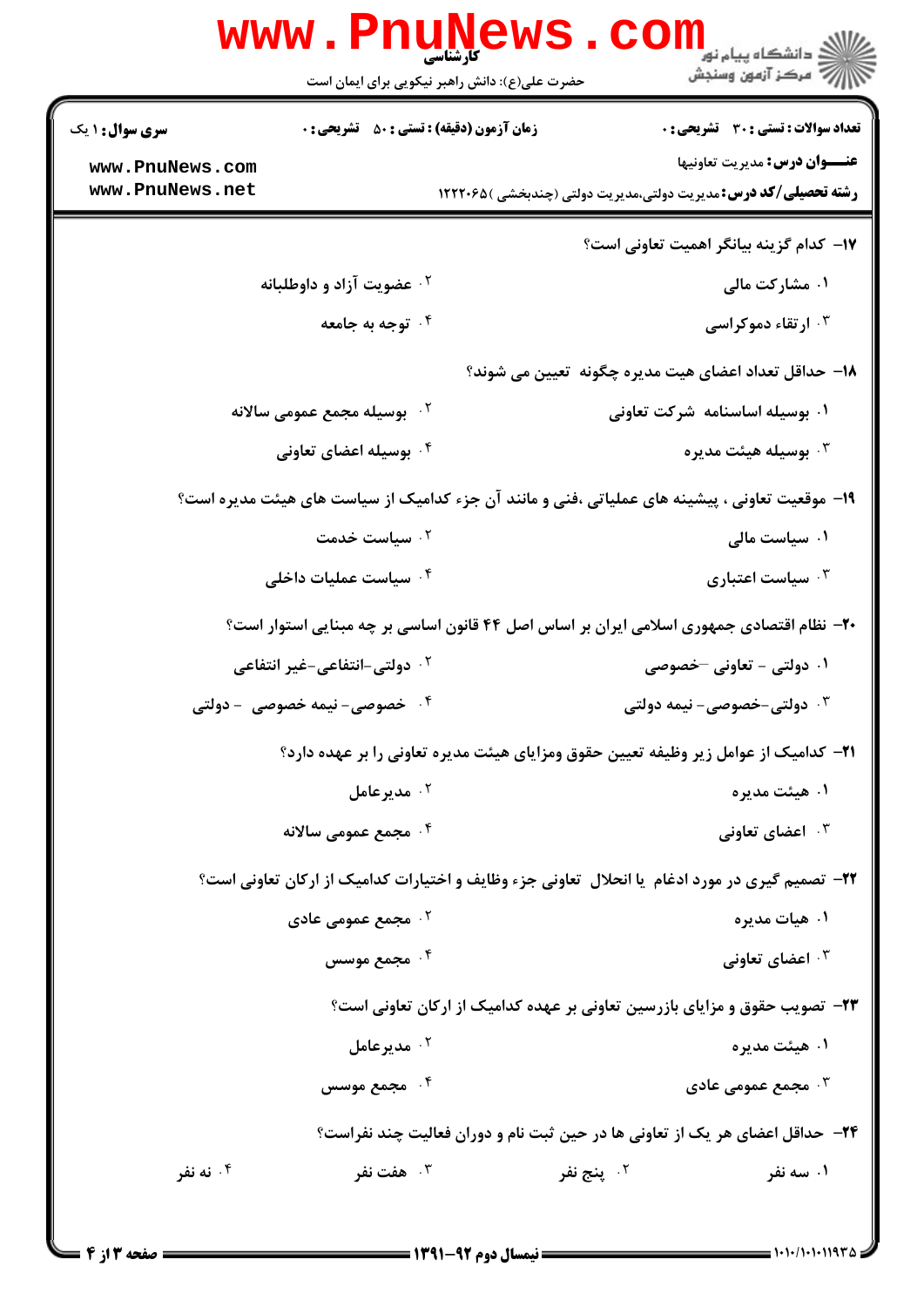**تعداد سوالات : تستی : ۳۰ تشریحی : ۰** | **زمان آزمون (دقیقه) : تستی : ۵۰ تشریحی : ۰** | **سری سوال : ۱ یک**

**عنـــوان درس:** مدیریت تعاونیها

**رشته تحصیلی/کد درس:** مدیریت دولتی،مدیریت دولتی (چندبخشی )۱۲۲۲۰۶۵

**۱۷-** کدام گزینه بیانگر اهمیت تعاونی است؟

۱. مشارکت مالی
۲. عضویت آزاد و داوطلبانه
۳. ارتقاء دموکراسی
۴. توجه به جامعه

**۱۸-** حداقل تعداد اعضای هیت مدیره چگونه تعیین می شوند؟

۱. بوسیله اساسنامه شرکت تعاونی
۲. بوسیله مجمع عمومی سالانه
۳. بوسیله هیئت مدیره
۴. بوسیله اعضای تعاونی

**۱۹-** موقعیت تعاونی ، پیشینه های عملیاتی ،فنی و مانند آن جزء کدامیک از سیاست های هیئت مدیره است؟

۱. سیاست مالی
۲. سیاست خدمت
۳. سیاست اعتباری
۴. سیاست عملیات داخلی

**۲۰-** نظام اقتصادی جمهوری اسلامی ایران بر اساس اصل ۴۴ قانون اساسی بر چه مبنایی استوار است؟

۱. دولتی - تعاونی -خصوصی
۲. دولتی-انتفاعی-غیر انتفاعی
۳. دولتی-خصوصی- نیمه دولتی
۴. خصوصی- نیمه خصوصی - دولتی

**۲۱-** کدامیک از عوامل زیر وظیفه تعیین حقوق ومزایای هیئت مدیره تعاونی را بر عهده دارد؟

۱. هیئت مدیره
۲. مدیرعامل
۳. اعضای تعاونی
۴. مجمع عمومی سالانه

**۲۲-** تصمیم گیری در مورد ادغام یا انحلال تعاونی جزء وظایف و اختیارات کدامیک از ارکان تعاونی است؟

۱. هیات مدیره
۲. مجمع عمومی عادی
۳. اعضای تعاونی
۴. مجمع موسس

**۲۳-** تصویب حقوق و مزایای بازرسین تعاونی بر عهده کدامیک از ارکان تعاونی است؟

۱. هیئت مدیره
۲. مدیرعامل
۳. مجمع عمومی عادی
۴. مجمع موسس

**۲۴-** حداقل اعضای هر یک از تعاونی ها در حین ثبت نام و دوران فعالیت چند نفراست؟

۱. سه نفر
۲. پنج نفر
۳. هفت نفر
۴. نه نفر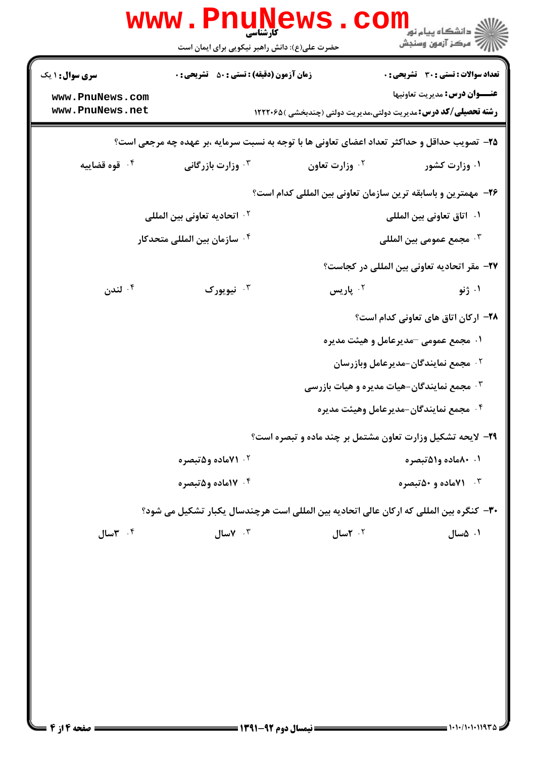۲۵- تصویب حداقل و حداکثر تعداد اعضای تعاونی ها با توجه به نسبت سرمایه ،بر عهده چه مرجعی است؟

۱. وزارت کشور
۲. وزارت تعاون
۳. وزارت بازرگانی
۴. قوه قضاییه

۲۶- مهمترین و باسابقه ترین سازمان تعاونی بین المللی کدام است؟

۱. اتاق تعاونی بین المللی
۲. اتحادیه تعاونی بین المللی
۳. مجمع عمومی بین المللی
۴. سازمان بین المللی متحدکار

۲۷- مقر اتحادیه تعاونی بین المللی در کجاست؟

۱. ژنو
۲. پاریس
۳. نیویورک
۴. لندن

۲۸- ارکان اتاق های تعاونی کدام است؟

۱. مجمع عمومی –مدیرعامل و هیئت مدیره
۲. مجمع نمایندگان-مدیرعامل وبازرسان
۳. مجمع نمایندگان-هیات مدیره و هیات بازرسی
۴. مجمع نمایندگان-مدیرعامل وهیئت مدیره

۲۹- لایحه تشکیل وزارت تعاون مشتمل بر چند ماده و تبصره است؟

۱. ۸۰ماده و۵۱تبصره
۲. ۷۱ماده و۵تبصره
۳. ۷۱ماده و ۵۰تبصره
۴. ۱۷ماده و۵تبصره

۳۰- کنگره بین المللی که ارکان عالی اتحادیه بین المللی است هرچندسال یکبار تشکیل می شود؟

۱. ۵سال
۲. ۲سال
۳. ۷سال
۴. ۳سال